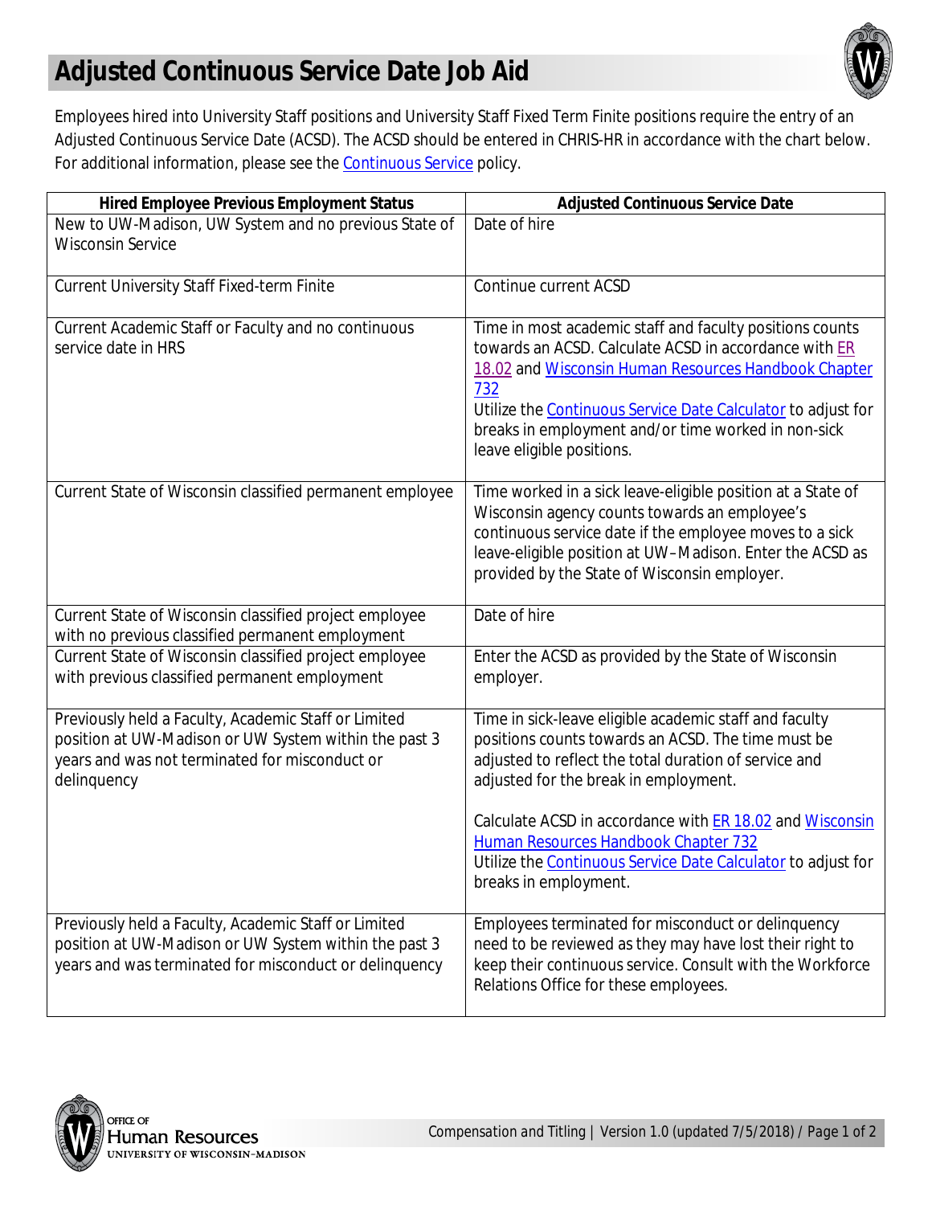# Adjusted Continuous Service Date Job Aid

Employees hired into University Staff positions and University Staff Fixed Term Finite positions require the entry of an Adjusted Continuous Service Date (ACSD). The ACSD should be entered in CHRIS-HR in accordance with the chart below. For additional information, please see the Continuous Service policy.

| Hired Employee Previous Employment Status | Adjusted Continuous Service Date |
|---|---|
| New to UW-Madison, UW System and no previous State of Wisconsin Service | Date of hire |
| Current University Staff Fixed-term Finite | Continue current ACSD |
| Current Academic Staff or Faculty and no continuous service date in HRS | Time in most academic staff and faculty positions counts towards an ACSD. Calculate ACSD in accordance with ER 18.02 and Wisconsin Human Resources Handbook Chapter 732<br>Utilize the Continuous Service Date Calculator to adjust for breaks in employment and/or time worked in non-sick leave eligible positions. |
| Current State of Wisconsin classified permanent employee | Time worked in a sick leave-eligible position at a State of Wisconsin agency counts towards an employee's continuous service date if the employee moves to a sick leave-eligible position at UW–Madison. Enter the ACSD as provided by the State of Wisconsin employer. |
| Current State of Wisconsin classified project employee with no previous classified permanent employment | Date of hire |
| Current State of Wisconsin classified project employee with previous classified permanent employment | Enter the ACSD as provided by the State of Wisconsin employer. |
| Previously held a Faculty, Academic Staff or Limited position at UW-Madison or UW System within the past 3 years and was not terminated for misconduct or delinquency | Time in sick-leave eligible academic staff and faculty positions counts towards an ACSD. The time must be adjusted to reflect the total duration of service and adjusted for the break in employment.<br><br>Calculate ACSD in accordance with ER 18.02 and Wisconsin Human Resources Handbook Chapter 732<br>Utilize the Continuous Service Date Calculator to adjust for breaks in employment. |
| Previously held a Faculty, Academic Staff or Limited position at UW-Madison or UW System within the past 3 years and was terminated for misconduct or delinquency | Employees terminated for misconduct or delinquency need to be reviewed as they may have lost their right to keep their continuous service. Consult with the Workforce Relations Office for these employees. |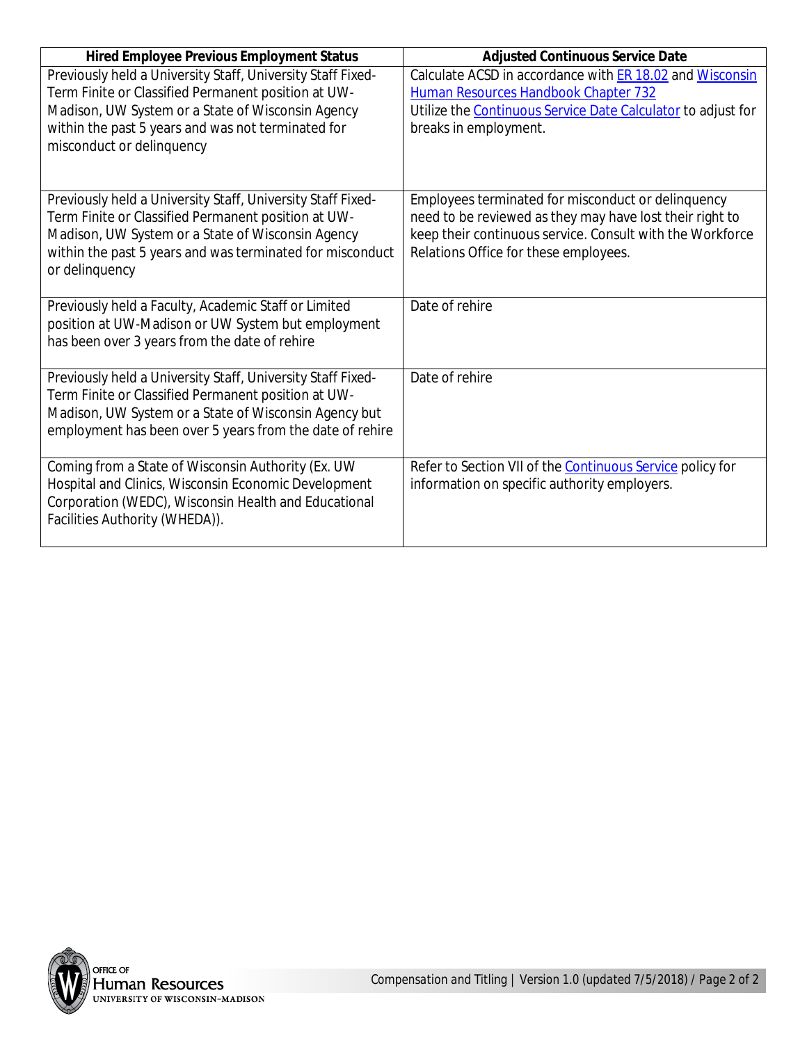| Hired Employee Previous Employment Status | Adjusted Continuous Service Date |
|---|---|
| Previously held a University Staff, University Staff Fixed-Term Finite or Classified Permanent position at UW-Madison, UW System or a State of Wisconsin Agency within the past 5 years and was not terminated for misconduct or delinquency | Calculate ACSD in accordance with ER 18.02 and Wisconsin Human Resources Handbook Chapter 732<br>Utilize the Continuous Service Date Calculator to adjust for breaks in employment. |
| Previously held a University Staff, University Staff Fixed-Term Finite or Classified Permanent position at UW-Madison, UW System or a State of Wisconsin Agency within the past 5 years and was terminated for misconduct or delinquency | Employees terminated for misconduct or delinquency need to be reviewed as they may have lost their right to keep their continuous service. Consult with the Workforce Relations Office for these employees. |
| Previously held a Faculty, Academic Staff or Limited position at UW-Madison or UW System but employment has been over 3 years from the date of rehire | Date of rehire |
| Previously held a University Staff, University Staff Fixed-Term Finite or Classified Permanent position at UW-Madison, UW System or a State of Wisconsin Agency but employment has been over 5 years from the date of rehire | Date of rehire |
| Coming from a State of Wisconsin Authority (Ex. UW Hospital and Clinics, Wisconsin Economic Development Corporation (WEDC), Wisconsin Health and Educational Facilities Authority (WHEDA)). | Refer to Section VII of the Continuous Service policy for information on specific authority employers. |